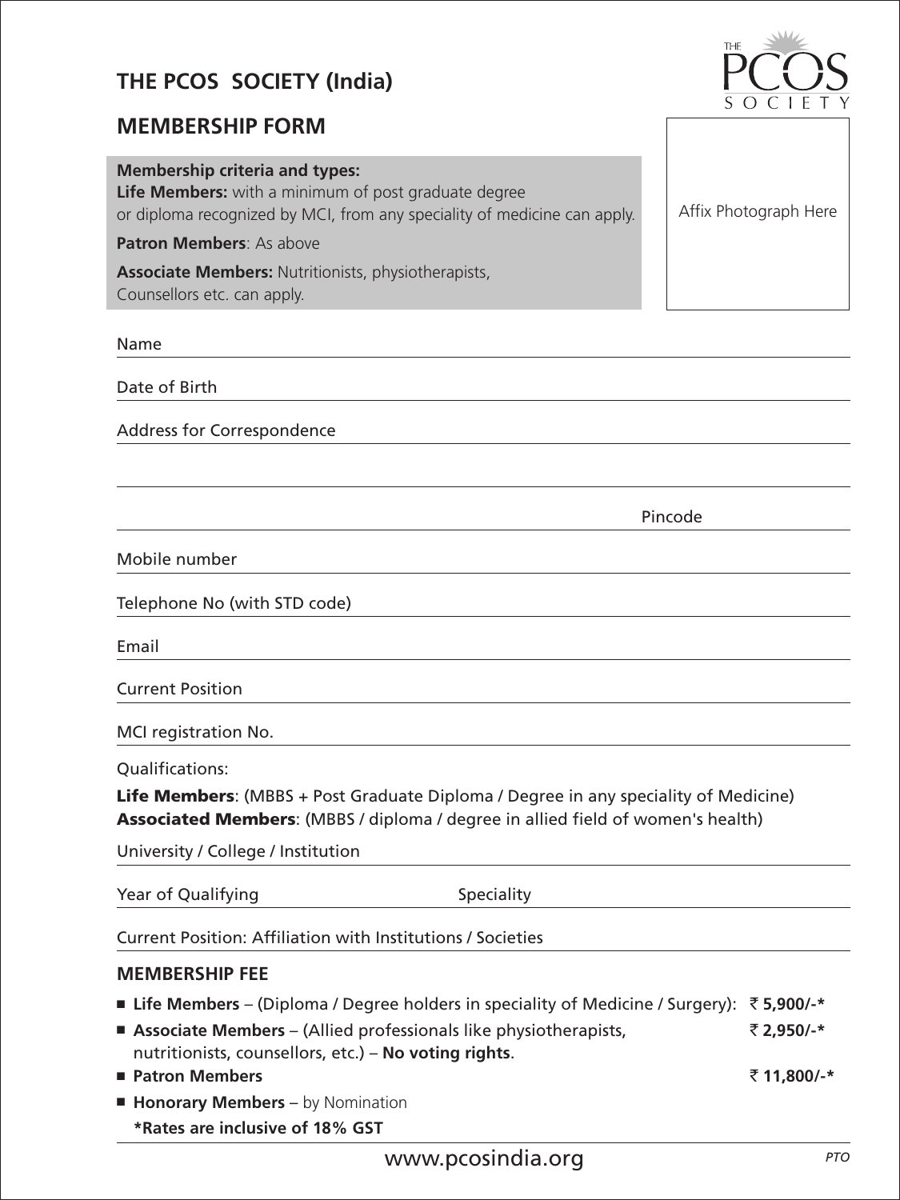# THE PCOS SOCIETY (India)

## MEMBERSHIP FORM

**Membership criteria and types:**
**Life Members:** with a minimum of post graduate degree or diploma recognized by MCI, from any speciality of medicine can apply.

**Patron Members**: As above

**Associate Members:** Nutritionists, physiotherapists, Counsellors etc. can apply.

Affix Photograph Here

Name

Date of Birth

Address for Correspondence

Pincode

Mobile number

Telephone No (with STD code)

Email

Current Position

MCI registration No.

Qualifications:

**Life Members**: (MBBS + Post Graduate Diploma / Degree in any speciality of Medicine)
**Associated Members**: (MBBS / diploma / degree in allied field of women's health)

University / College / Institution

Year of Qualifying Speciality

Current Position: Affiliation with Institutions / Societies

### MEMBERSHIP FEE

- **Life Members** – (Diploma / Degree holders in speciality of Medicine / Surgery): **₹ 5,900/-***
- **Associate Members** – (Allied professionals like physiotherapists, nutritionists, counsellors, etc.) – **No voting rights**. **₹ 2,950/-***
- **Patron Members** **₹ 11,800/-***
- **Honorary Members** – by Nomination

**\*Rates are inclusive of 18% GST**

www.pcosindia.org

*PTO*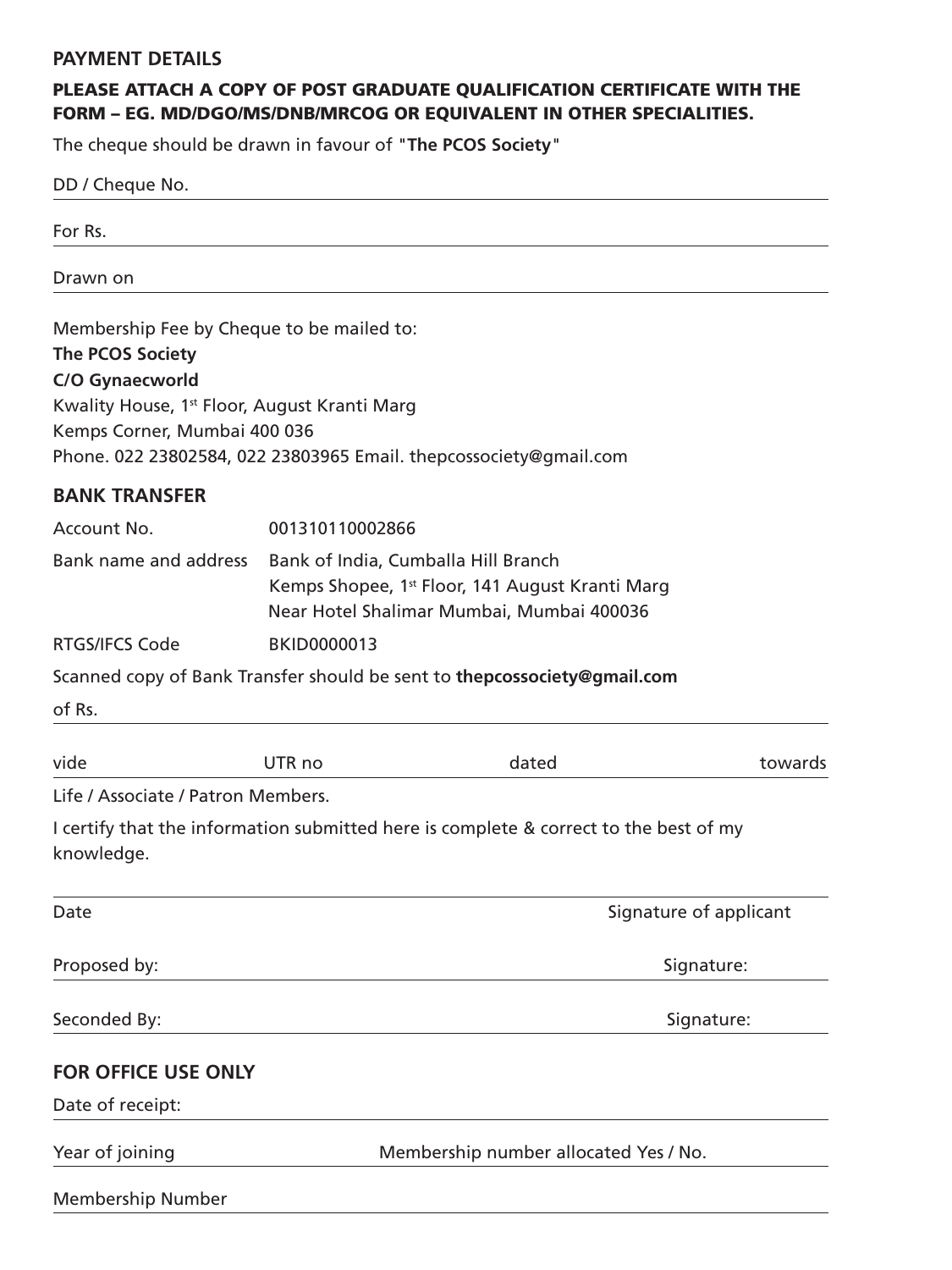## PAYMENT DETAILS

**PLEASE ATTACH A COPY OF POST GRADUATE QUALIFICATION CERTIFICATE WITH THE FORM – EG. MD/DGO/MS/DNB/MRCOG OR EQUIVALENT IN OTHER SPECIALITIES.**

The cheque should be drawn in favour of "**The PCOS Society**"

DD / Cheque No. ____________________

For Rs. ____________________

Drawn on ____________________

Membership Fee by Cheque to be mailed to:
**The PCOS Society**
**C/O Gynaecworld**
Kwality House, 1st Floor, August Kranti Marg
Kemps Corner, Mumbai 400 036
Phone. 022 23802584, 022 23803965 Email. thepcossociety@gmail.com

## BANK TRANSFER

| | |
|---|---|
| Account No. | 001310110002866 |
| Bank name and address | Bank of India, Cumballa Hill Branch<br>Kemps Shopee, 1st Floor, 141 August Kranti Marg<br>Near Hotel Shalimar Mumbai, Mumbai 400036 |
| RTGS/IFCS Code | BKID0000013 |

Scanned copy of Bank Transfer should be sent to **thepcossociety@gmail.com**

of Rs. ____________________

vide ________ UTR no ________ dated ________ towards

Life / Associate / Patron Members.

I certify that the information submitted here is complete & correct to the best of my knowledge.

____________________

Date ____________________ Signature of applicant

Proposed by: ____________________ Signature:

Seconded By: ____________________ Signature:

## FOR OFFICE USE ONLY

Date of receipt: ____________________

Year of joining ____________________ Membership number allocated Yes / No.

Membership Number ____________________